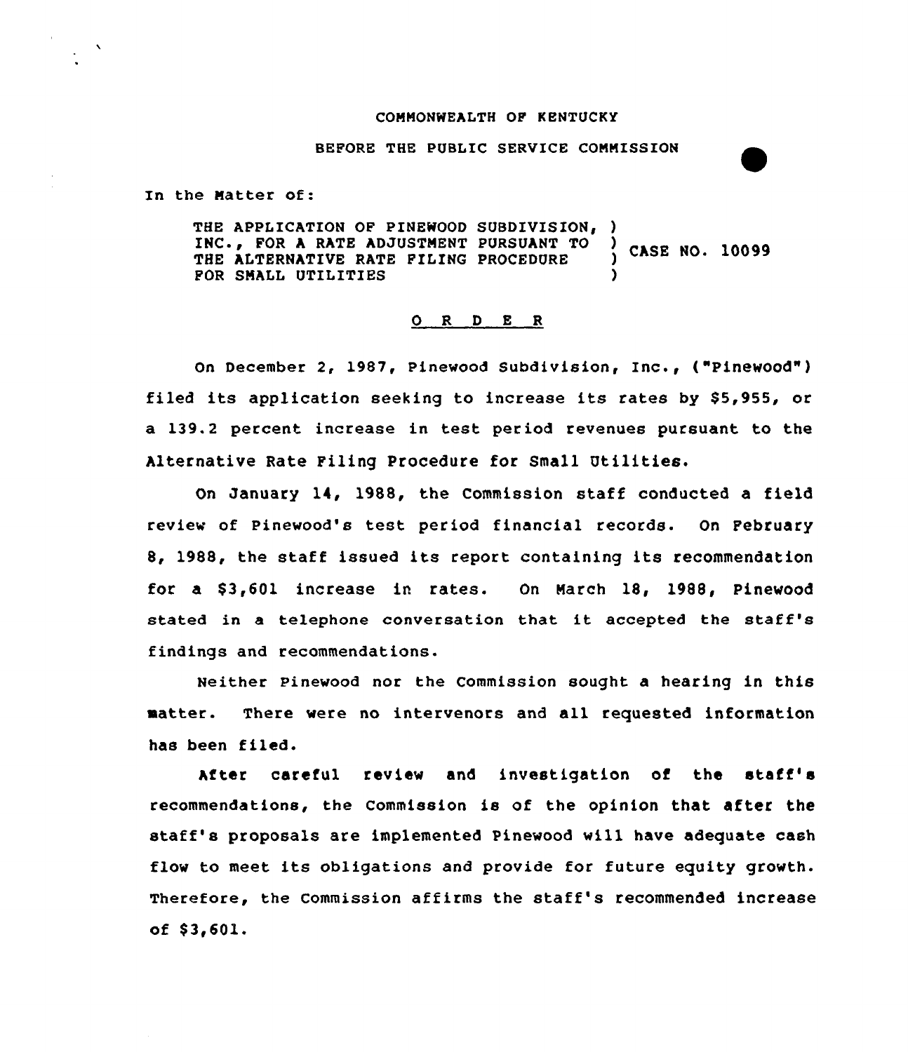COMMONWEALTH OF KENTUCKY

BEFORE THE PUBLIC SERVICE COMMISSION

In the Matter of:

THE APPLICATION OF PINEWOOD SUBDIVISION, INC., FOR A RATE ADJUSTMENT PURSUANT TO THE ALTERNATIVE RATE FILING PROCEDURE FOR SMALL UTILITIES ) CASE NO. 10099

## O R D E R

On December 2, 1987, Pinewood Subdivision, Inc., ("Pinewood") filed its application seeking to increase its rates by $5,955, or a 139.2 percent increase in test period revenues pursuant to the Alternative Rate Filing Procedure for Small Utilities.

On January 14, 1988, the Commission staff conducted a field review of Pinewood's test period financial records. On February 8, 1988, the staff issued its report containing its recommendation for a $3,601 increase in rates. On March 18, 1988, Pinewood stated in a telephone conversation that it accepted the staff's findings and recommendations.

Neither Pinewood nor the Commission sought a hearing in this matter. There were no intervenors and all requested information has been filed.

After careful review and investigation of the staff's recommendations, the Commission is of the opinion that after the staff's proposals are implemented Pinewood will have adequate cash flow to meet its obligations and provide for future equity growth. Therefore, the Commission affirms the staff's recommended increase of $3,601.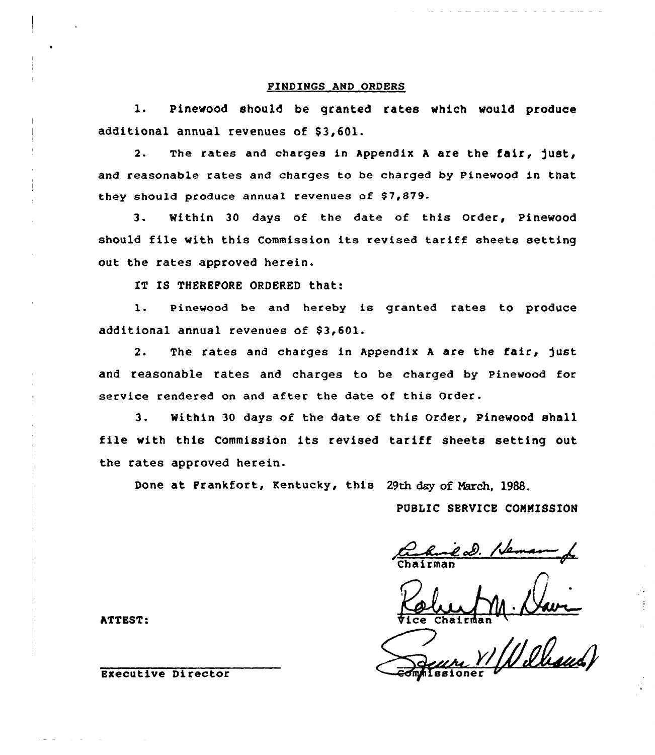## FINDINGS AND ORDERS

1. Pinewood should be granted rates which would produce additional annual revenues of $3,601.

2. The rates and charges in Appendix A are the fair, just, and reasonable rates and charges to be charged by Pinewood in that they should produce annual revenues of $7,879.

3. Within 30 days of the date of this Order, Pinewood should file with this Commission its revised tariff sheets setting out the rates approved herein.

IT IS THEREFORE ORDERED that:

1. Pinewood be and hereby is granted rates to produce additional annual revenues of $3,601.

2. The rates and charges in Appendix A are the fair, just and reasonable rates and charges to be charged by Pinewood for service rendered on and after the date of this Order.

3. Within 30 days of the date of this Order, Pinewood shall file with this Commission its revised tariff sheets setting out the rates approved herein.

Done at Frankfort, Kentucky, this 29th day of March, 1988.

PUBLIC SERVICE COMMISSION

Chairman

Vice Chairman

Commissioner

ATTEST:

Executive Director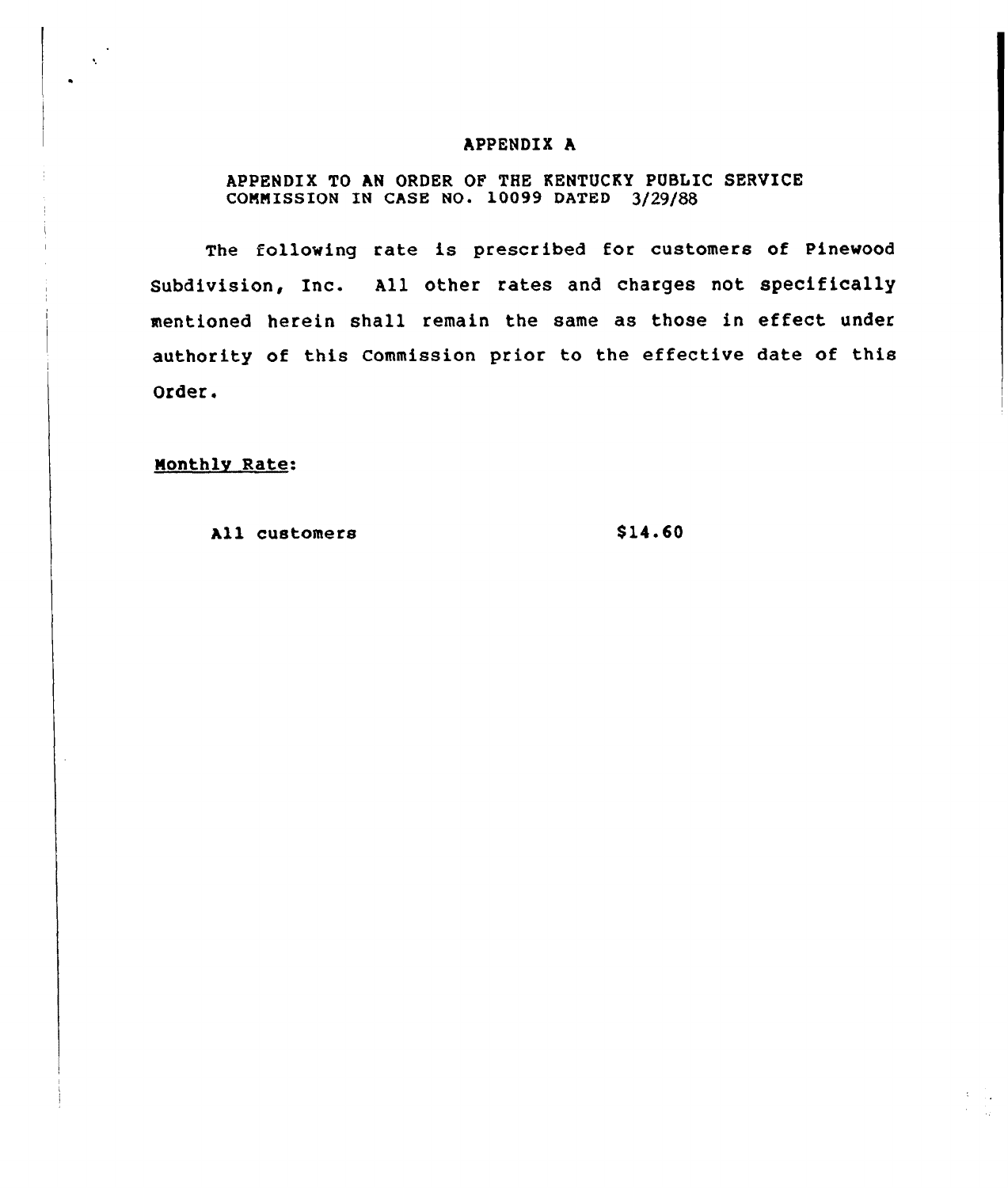# APPENDIX A

APPENDIX TO AN ORDER OF THE KENTUCKY PUBLIC SERVICE COMMISSION IN CASE NO. 10099 DATED 3/29/88

The following rate is prescribed for customers of Pinewood Subdivision, Inc. All other rates and charges not specifically mentioned herein shall remain the same as those in effect under authority of this Commission prior to the effective date of this Order.

Monthly Rate:

| | |
|---|---|
| All customers | $14.60 |